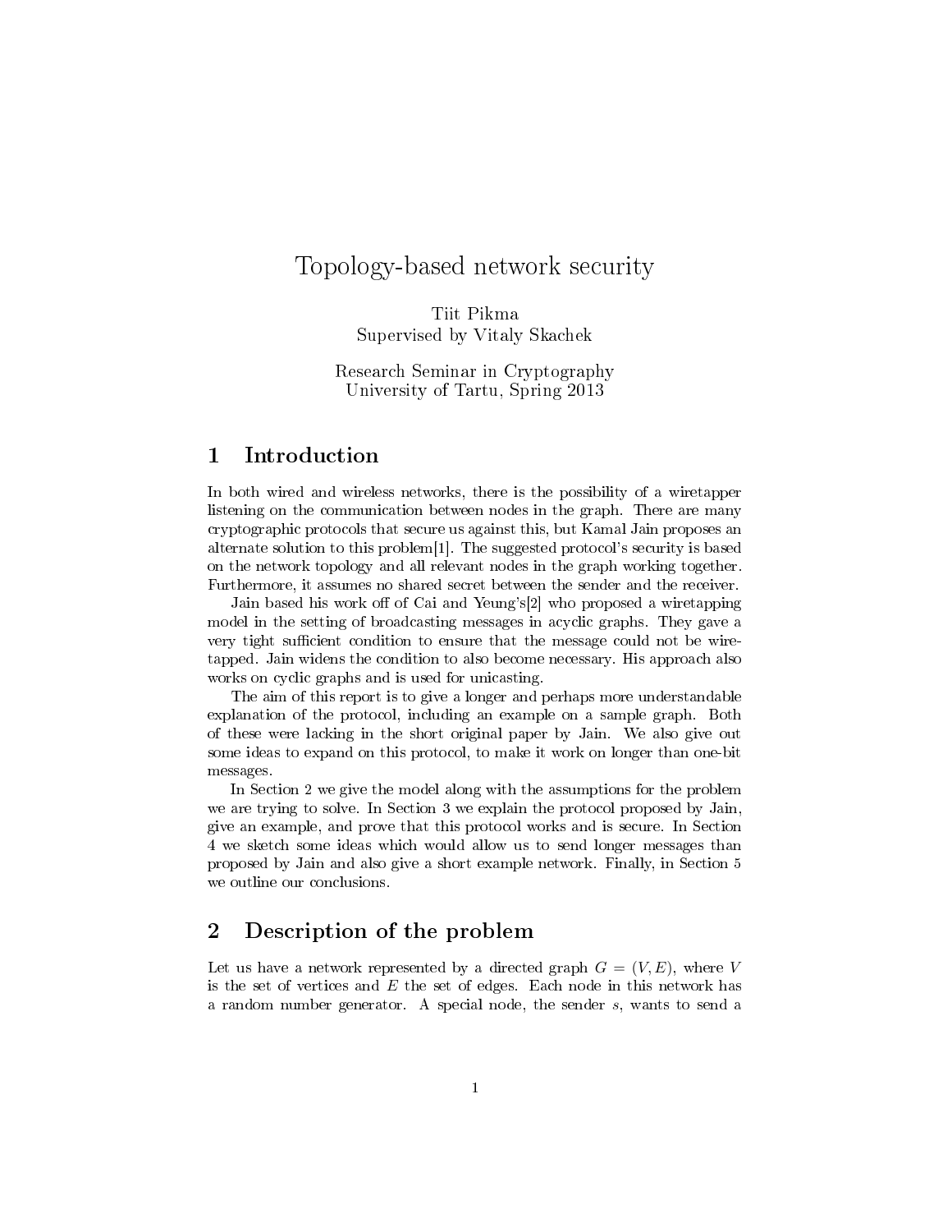# Topology-based network security

Tiit Pikma
Supervised by Vitaly Skachek

Research Seminar in Cryptography
University of Tartu, Spring 2013

## 1 Introduction

In both wired and wireless networks, there is the possibility of a wiretapper listening on the communication between nodes in the graph. There are many cryptographic protocols that secure us against this, but Kamal Jain proposes an alternate solution to this problem[1]. The suggested protocol's security is based on the network topology and all relevant nodes in the graph working together. Furthermore, it assumes no shared secret between the sender and the receiver.

Jain based his work off of Cai and Yeung's[2] who proposed a wiretapping model in the setting of broadcasting messages in acyclic graphs. They gave a very tight sufficient condition to ensure that the message could not be wiretapped. Jain widens the condition to also become necessary. His approach also works on cyclic graphs and is used for unicasting.

The aim of this report is to give a longer and perhaps more understandable explanation of the protocol, including an example on a sample graph. Both of these were lacking in the short original paper by Jain. We also give out some ideas to expand on this protocol, to make it work on longer than one-bit messages.

In Section 2 we give the model along with the assumptions for the problem we are trying to solve. In Section 3 we explain the protocol proposed by Jain, give an example, and prove that this protocol works and is secure. In Section 4 we sketch some ideas which would allow us to send longer messages than proposed by Jain and also give a short example network. Finally, in Section 5 we outline our conclusions.

## 2 Description of the problem

Let us have a network represented by a directed graph $G = (V, E)$, where $V$ is the set of vertices and $E$ the set of edges. Each node in this network has a random number generator. A special node, the sender $s$, wants to send a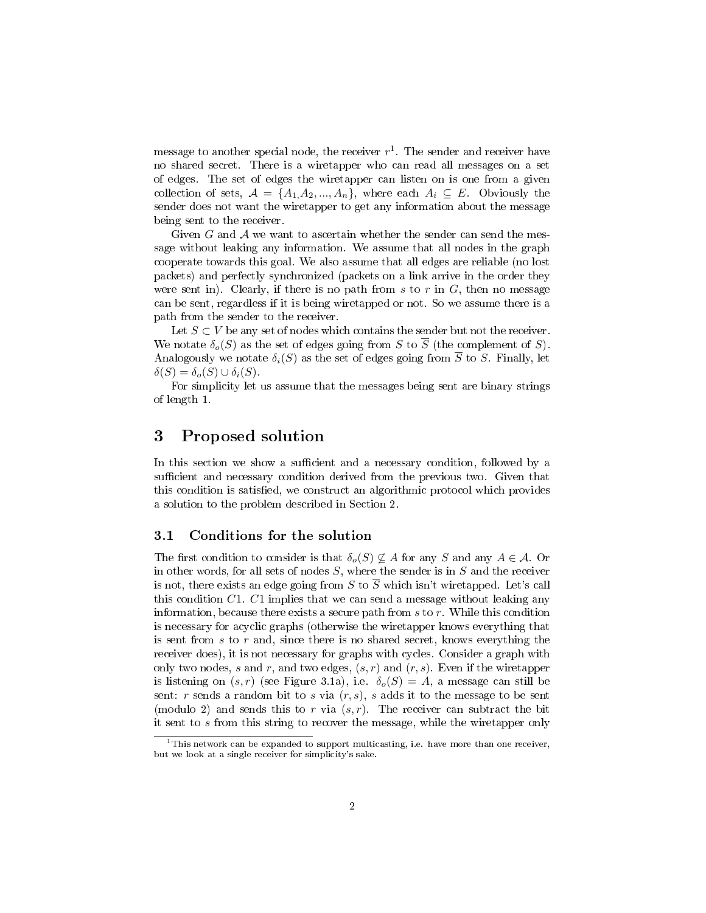message to another special node, the receiver $r$[1]. The sender and receiver have no shared secret. There is a wiretapper who can read all messages on a set of edges. The set of edges the wiretapper can listen on is one from a given collection of sets, $\mathcal{A} = \{A_1, A_2, ..., A_n\}$, where each $A_i \subseteq E$. Obviously the sender does not want the wiretapper to get any information about the message being sent to the receiver.

Given $G$ and $\mathcal{A}$ we want to ascertain whether the sender can send the message without leaking any information. We assume that all nodes in the graph cooperate towards this goal. We also assume that all edges are reliable (no lost packets) and perfectly synchronized (packets on a link arrive in the order they were sent in). Clearly, if there is no path from $s$ to $r$ in $G$, then no message can be sent, regardless if it is being wiretapped or not. So we assume there is a path from the sender to the receiver.

Let $S \subset V$ be any set of nodes which contains the sender but not the receiver. We notate $\delta_o(S)$ as the set of edges going from $S$ to $\overline{S}$ (the complement of $S$). Analogously we notate $\delta_i(S)$ as the set of edges going from $\overline{S}$ to $S$. Finally, let $\delta(S) = \delta_o(S) \cup \delta_i(S)$.

For simplicity let us assume that the messages being sent are binary strings of length 1.

# 3 Proposed solution

In this section we show a sufficient and a necessary condition, followed by a sufficient and necessary condition derived from the previous two. Given that this condition is satisfied, we construct an algorithmic protocol which provides a solution to the problem described in Section 2.

## 3.1 Conditions for the solution

The first condition to consider is that $\delta_o(S) \not\subseteq A$ for any $S$ and any $A \in \mathcal{A}$. Or in other words, for all sets of nodes $S$, where the sender is in $S$ and the receiver is not, there exists an edge going from $S$ to $\overline{S}$ which isn't wiretapped. Let's call this condition $C1$. $C1$ implies that we can send a message without leaking any information, because there exists a secure path from $s$ to $r$. While this condition is necessary for acyclic graphs (otherwise the wiretapper knows everything that is sent from $s$ to $r$ and, since there is no shared secret, knows everything the receiver does), it is not necessary for graphs with cycles. Consider a graph with only two nodes, $s$ and $r$, and two edges, $(s, r)$ and $(r, s)$. Even if the wiretapper is listening on $(s, r)$ (see Figure 3.1a), i.e. $\delta_o(S) = A$, a message can still be sent: $r$ sends a random bit to $s$ via $(r, s)$, $s$ adds it to the message to be sent (modulo 2) and sends this to $r$ via $(s, r)$. The receiver can subtract the bit it sent to $s$ from this string to recover the message, while the wiretapper only

[1] This network can be expanded to support multicasting, i.e. have more than one receiver, but we look at a single receiver for simplicity's sake.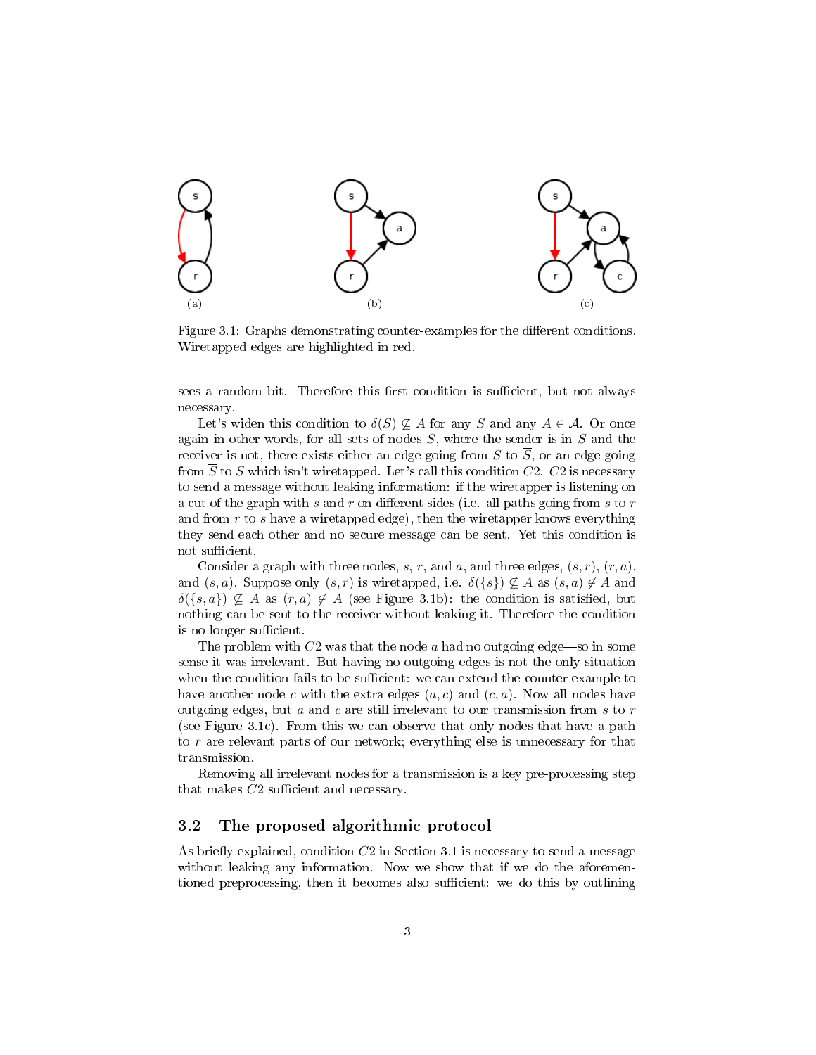(a) (b) (c)

Figure 3.1: Graphs demonstrating counter-examples for the different conditions. Wiretapped edges are highlighted in red.

sees a random bit. Therefore this first condition is sufficient, but not always necessary.

Let's widen this condition to $\delta(S) \not\subseteq A$ for any $S$ and any $A \in \mathcal{A}$. Or once again in other words, for all sets of nodes $S$, where the sender is in $S$ and the receiver is not, there exists either an edge going from $S$ to $\overline{S}$, or an edge going from $\overline{S}$ to $S$ which isn't wiretapped. Let's call this condition $C2$. $C2$ is necessary to send a message without leaking information: if the wiretapper is listening on a cut of the graph with $s$ and $r$ on different sides (i.e. all paths going from $s$ to $r$ and from $r$ to $s$ have a wiretapped edge), then the wiretapper knows everything they send each other and no secure message can be sent. Yet this condition is not sufficient.

Consider a graph with three nodes, $s$, $r$, and $a$, and three edges, $(s, r)$, $(r, a)$, and $(s, a)$. Suppose only $(s, r)$ is wiretapped, i.e. $\delta(\{s\}) \not\subseteq A$ as $(s, a) \notin A$ and $\delta(\{s, a\}) \not\subseteq A$ as $(r, a) \notin A$ (see Figure 3.1b): the condition is satisfied, but nothing can be sent to the receiver without leaking it. Therefore the condition is no longer sufficient.

The problem with $C2$ was that the node $a$ had no outgoing edge—so in some sense it was irrelevant. But having no outgoing edges is not the only situation when the condition fails to be sufficient: we can extend the counter-example to have another node $c$ with the extra edges $(a, c)$ and $(c, a)$. Now all nodes have outgoing edges, but $a$ and $c$ are still irrelevant to our transmission from $s$ to $r$ (see Figure 3.1c). From this we can observe that only nodes that have a path to $r$ are relevant parts of our network; everything else is unnecessary for that transmission.

Removing all irrelevant nodes for a transmission is a key pre-processing step that makes $C2$ sufficient and necessary.

## 3.2 The proposed algorithmic protocol

As briefly explained, condition $C2$ in Section 3.1 is necessary to send a message without leaking any information. Now we show that if we do the aforementioned preprocessing, then it becomes also sufficient: we do this by outlining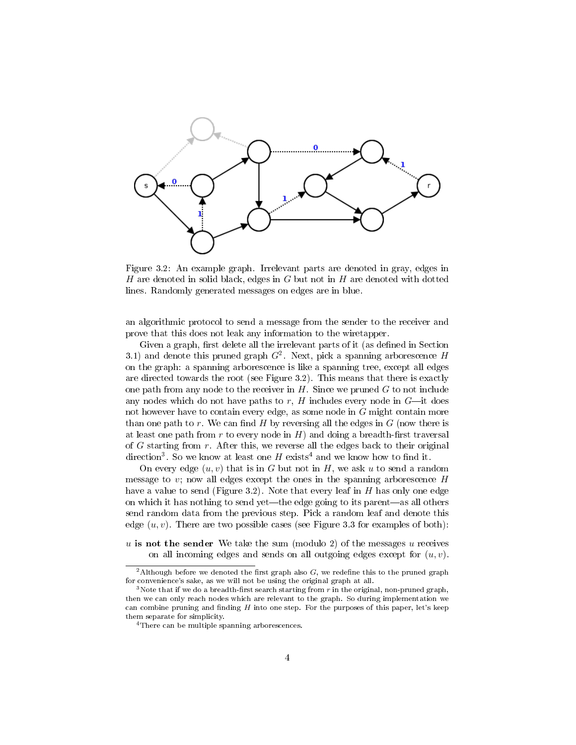Figure 3.2: An example graph. Irrelevant parts are denoted in gray, edges in $H$ are denoted in solid black, edges in $G$ but not in $H$ are denoted with dotted lines. Randomly generated messages on edges are in blue.

an algorithmic protocol to send a message from the sender to the receiver and prove that this does not leak any information to the wiretapper.

Given a graph, first delete all the irrelevant parts of it (as defined in Section 3.1) and denote this pruned graph $G$[2]. Next, pick a spanning arborescence $H$ on the graph: a spanning arborescence is like a spanning tree, except all edges are directed towards the root (see Figure 3.2). This means that there is exactly one path from any node to the receiver in $H$. Since we pruned $G$ to not include any nodes which do not have paths to $r$, $H$ includes every node in $G$—it does not however have to contain every edge, as some node in $G$ might contain more than one path to $r$. We can find $H$ by reversing all the edges in $G$ (now there is at least one path from $r$ to every node in $H$) and doing a breadth-first traversal of $G$ starting from $r$. After this, we reverse all the edges back to their original direction[3]. So we know at least one $H$ exists[4] and we know how to find it.

On every edge $(u, v)$ that is in $G$ but not in $H$, we ask $u$ to send a random message to $v$; now all edges except the ones in the spanning arborescence $H$ have a value to send (Figure 3.2). Note that every leaf in $H$ has only one edge on which it has nothing to send yet—the edge going to its parent—as all others send random data from the previous step. Pick a random leaf and denote this edge $(u, v)$. There are two possible cases (see Figure 3.3 for examples of both):

**$u$ is not the sender** We take the sum (modulo 2) of the messages $u$ receives on all incoming edges and sends on all outgoing edges except for $(u, v)$.

---

[2] Although before we denoted the first graph also $G$, we redefine this to the pruned graph for convenience's sake, as we will not be using the original graph at all.

[3] Note that if we do a breadth-first search starting from $r$ in the original, non-pruned graph, then we can only reach nodes which are relevant to the graph. So during implementation we can combine pruning and finding $H$ into one step. For the purposes of this paper, let's keep them separate for simplicity.

[4] There can be multiple spanning arborescences.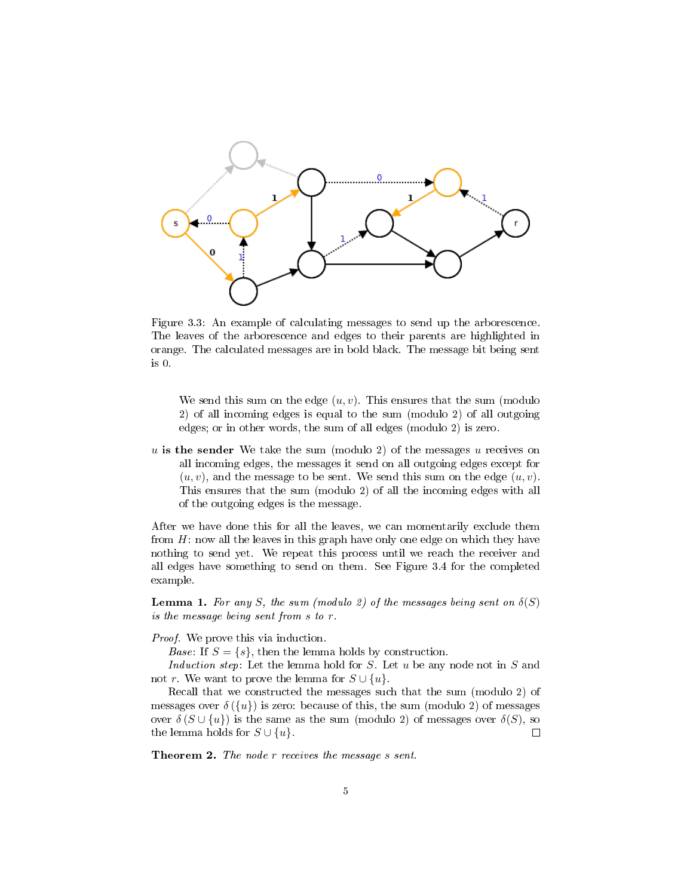Figure 3.3: An example of calculating messages to send up the arborescence. The leaves of the arborescence and edges to their parents are highlighted in orange. The calculated messages are in bold black. The message bit being sent is 0.

> We send this sum on the edge $(u, v)$. This ensures that the sum (modulo 2) of all incoming edges is equal to the sum (modulo 2) of all outgoing edges; or in other words, the sum of all edges (modulo 2) is zero.

**$u$ is the sender** We take the sum (modulo 2) of the messages $u$ receives on all incoming edges, the messages it send on all outgoing edges except for $(u, v)$, and the message to be sent. We send this sum on the edge $(u, v)$. This ensures that the sum (modulo 2) of all the incoming edges with all of the outgoing edges is the message.

After we have done this for all the leaves, we can momentarily exclude them from $H$: now all the leaves in this graph have only one edge on which they have nothing to send yet. We repeat this process until we reach the receiver and all edges have something to send on them. See Figure 3.4 for the completed example.

**Lemma 1.** *For any $S$, the sum (modulo 2) of the messages being sent on $\delta(S)$ is the message being sent from $s$ to $r$.*

*Proof.* We prove this via induction.

*Base*: If $S = \{s\}$, then the lemma holds by construction.

*Induction step*: Let the lemma hold for $S$. Let $u$ be any node not in $S$ and not $r$. We want to prove the lemma for $S \cup \{u\}$.

Recall that we constructed the messages such that the sum (modulo 2) of messages over $\delta(\{u\})$ is zero: because of this, the sum (modulo 2) of messages over $\delta(S \cup \{u\})$ is the same as the sum (modulo 2) of messages over $\delta(S)$, so the lemma holds for $S \cup \{u\}$. □

**Theorem 2.** *The node $r$ receives the message $s$ sent.*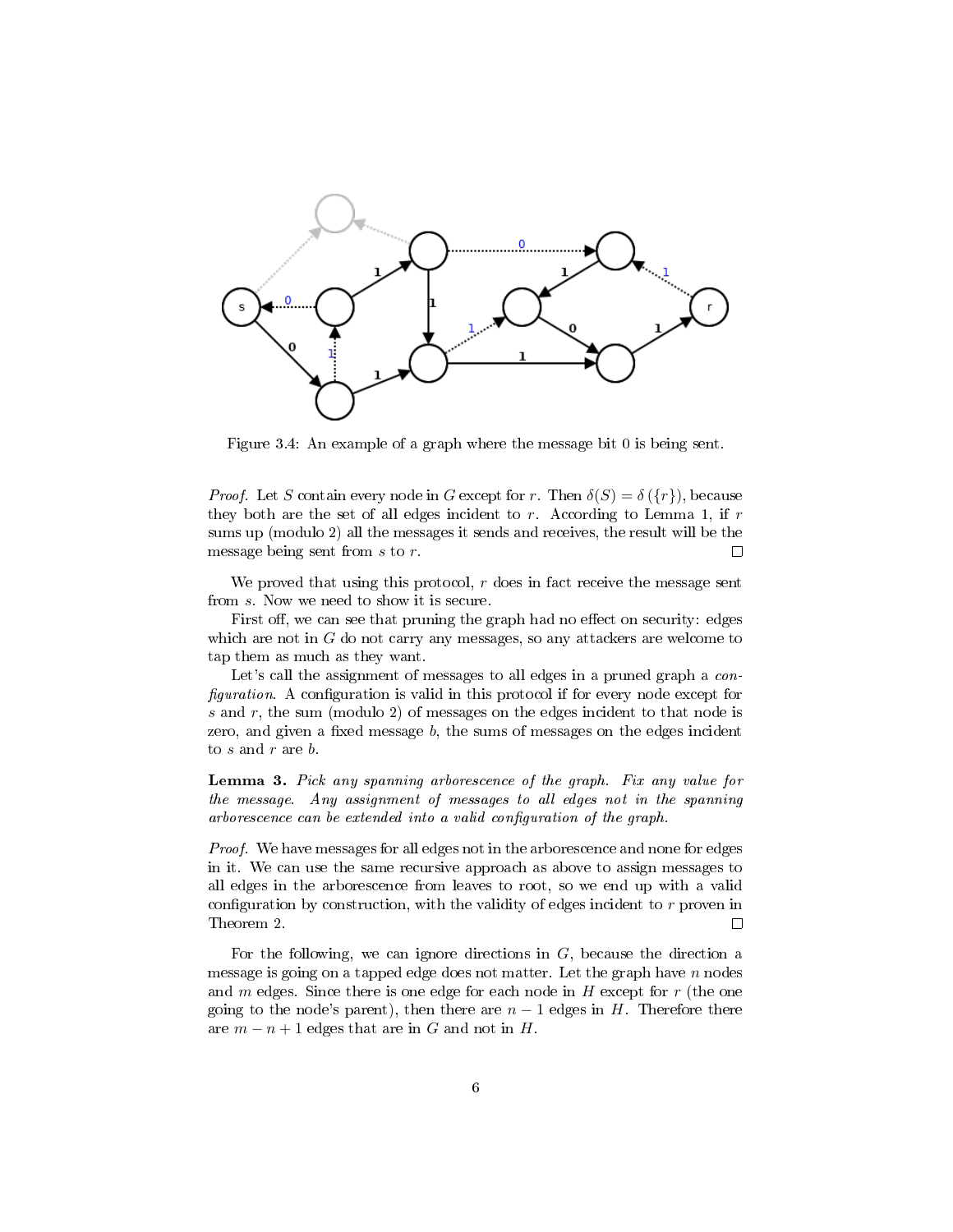Figure 3.4: An example of a graph where the message bit 0 is being sent.

*Proof.* Let $S$ contain every node in $G$ except for $r$. Then $\delta(S) = \delta(\{r\})$, because they both are the set of all edges incident to $r$. According to Lemma 1, if $r$ sums up (modulo 2) all the messages it sends and receives, the result will be the message being sent from $s$ to $r$. □

We proved that using this protocol, $r$ does in fact receive the message sent from $s$. Now we need to show it is secure.

First off, we can see that pruning the graph had no effect on security: edges which are not in $G$ do not carry any messages, so any attackers are welcome to tap them as much as they want.

Let's call the assignment of messages to all edges in a pruned graph a *configuration*. A configuration is valid in this protocol if for every node except for $s$ and $r$, the sum (modulo 2) of messages on the edges incident to that node is zero, and given a fixed message $b$, the sums of messages on the edges incident to $s$ and $r$ are $b$.

**Lemma 3.** *Pick any spanning arborescence of the graph. Fix any value for the message. Any assignment of messages to all edges not in the spanning arborescence can be extended into a valid configuration of the graph.*

*Proof.* We have messages for all edges not in the arborescence and none for edges in it. We can use the same recursive approach as above to assign messages to all edges in the arborescence from leaves to root, so we end up with a valid configuration by construction, with the validity of edges incident to $r$ proven in Theorem 2. □

For the following, we can ignore directions in $G$, because the direction a message is going on a tapped edge does not matter. Let the graph have $n$ nodes and $m$ edges. Since there is one edge for each node in $H$ except for $r$ (the one going to the node's parent), then there are $n - 1$ edges in $H$. Therefore there are $m - n + 1$ edges that are in $G$ and not in $H$.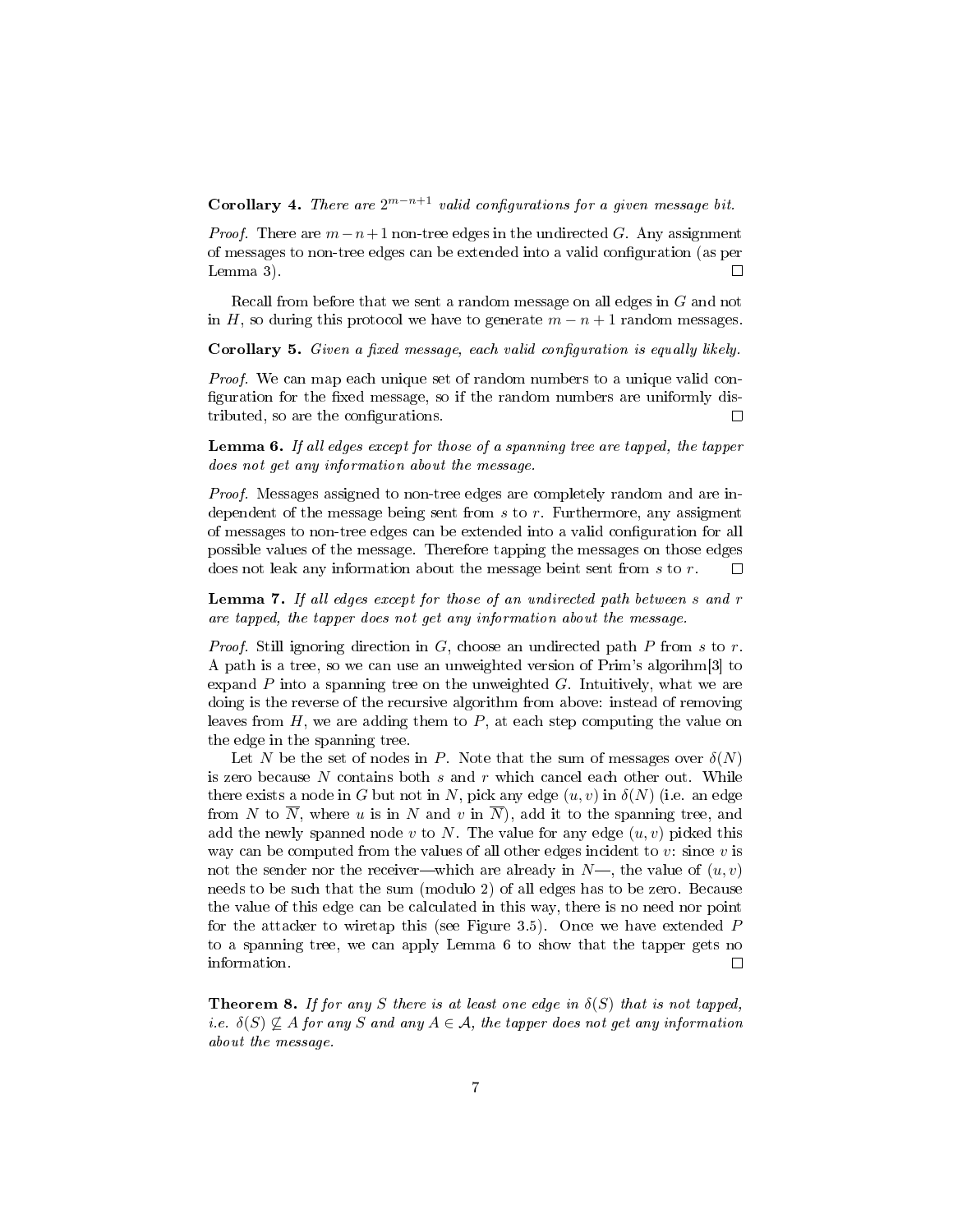**Corollary 4.** *There are $2^{m-n+1}$ valid configurations for a given message bit.*

*Proof.* There are $m - n + 1$ non-tree edges in the undirected $G$. Any assignment of messages to non-tree edges can be extended into a valid configuration (as per Lemma 3). □

Recall from before that we sent a random message on all edges in $G$ and not in $H$, so during this protocol we have to generate $m - n + 1$ random messages.

**Corollary 5.** *Given a fixed message, each valid configuration is equally likely.*

*Proof.* We can map each unique set of random numbers to a unique valid configuration for the fixed message, so if the random numbers are uniformly distributed, so are the configurations. □

**Lemma 6.** *If all edges except for those of a spanning tree are tapped, the tapper does not get any information about the message.*

*Proof.* Messages assigned to non-tree edges are completely random and are independent of the message being sent from $s$ to $r$. Furthermore, any assigment of messages to non-tree edges can be extended into a valid configuration for all possible values of the message. Therefore tapping the messages on those edges does not leak any information about the message beint sent from $s$ to $r$. □

**Lemma 7.** *If all edges except for those of an undirected path between $s$ and $r$ are tapped, the tapper does not get any information about the message.*

*Proof.* Still ignoring direction in $G$, choose an undirected path $P$ from $s$ to $r$. A path is a tree, so we can use an unweighted version of Prim's algorihm[3] to expand $P$ into a spanning tree on the unweighted $G$. Intuitively, what we are doing is the reverse of the recursive algorithm from above: instead of removing leaves from $H$, we are adding them to $P$, at each step computing the value on the edge in the spanning tree.

Let $N$ be the set of nodes in $P$. Note that the sum of messages over $\delta(N)$ is zero because $N$ contains both $s$ and $r$ which cancel each other out. While there exists a node in $G$ but not in $N$, pick any edge $(u, v)$ in $\delta(N)$ (i.e. an edge from $N$ to $\overline{N}$, where $u$ is in $N$ and $v$ in $\overline{N}$), add it to the spanning tree, and add the newly spanned node $v$ to $N$. The value for any edge $(u, v)$ picked this way can be computed from the values of all other edges incident to $v$: since $v$ is not the sender nor the receiver—which are already in $N$—, the value of $(u, v)$ needs to be such that the sum (modulo 2) of all edges has to be zero. Because the value of this edge can be calculated in this way, there is no need nor point for the attacker to wiretap this (see Figure 3.5). Once we have extended $P$ to a spanning tree, we can apply Lemma 6 to show that the tapper gets no information. □

**Theorem 8.** *If for any $S$ there is at least one edge in $\delta(S)$ that is not tapped, i.e. $\delta(S) \not\subseteq A$ for any $S$ and any $A \in \mathcal{A}$, the tapper does not get any information about the message.*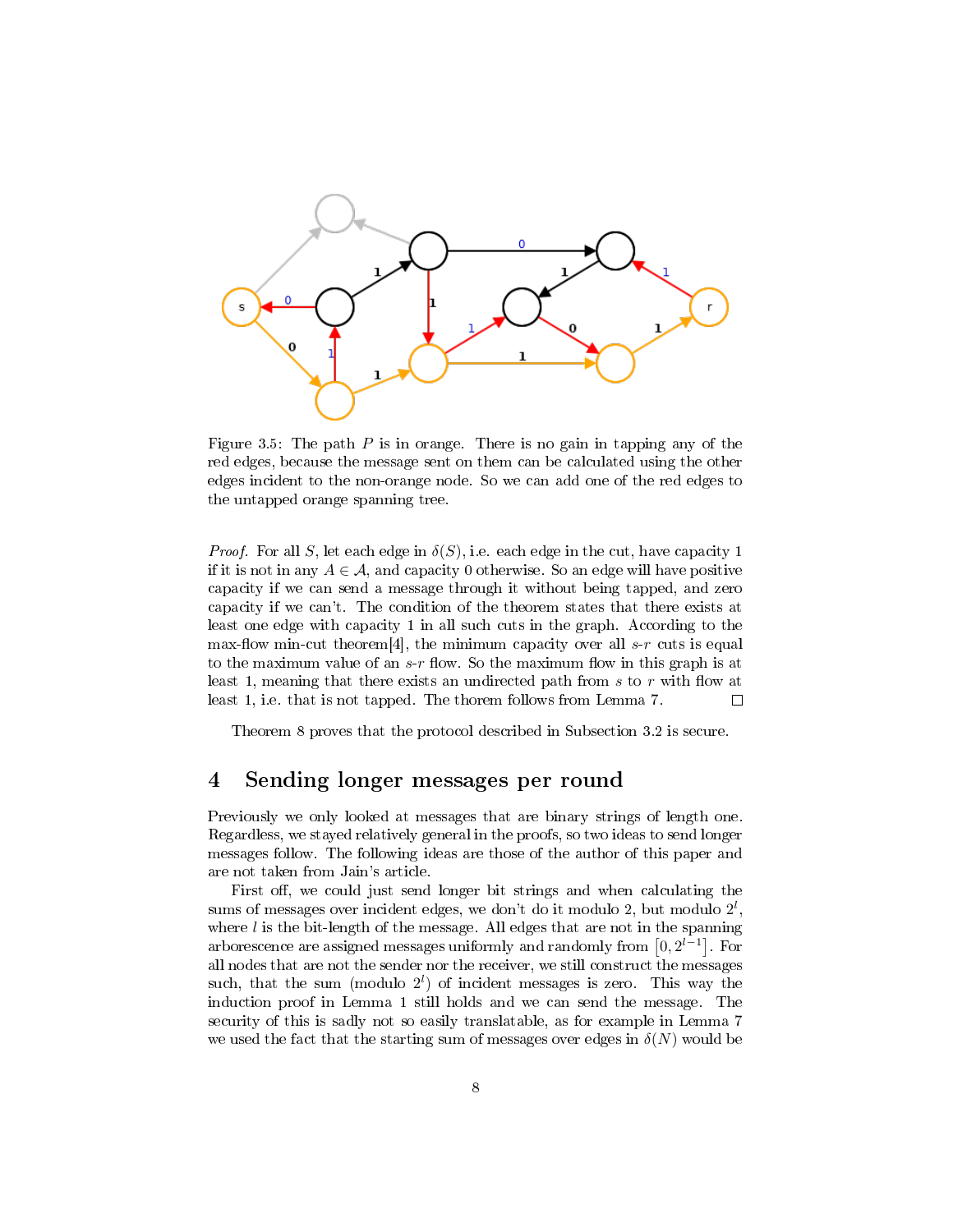Figure 3.5: The path $P$ is in orange. There is no gain in tapping any of the red edges, because the message sent on them can be calculated using the other edges incident to the non-orange node. So we can add one of the red edges to the untapped orange spanning tree.

*Proof.* For all $S$, let each edge in $\delta(S)$, i.e. each edge in the cut, have capacity 1 if it is not in any $A \in \mathcal{A}$, and capacity 0 otherwise. So an edge will have positive capacity if we can send a message through it without being tapped, and zero capacity if we can't. The condition of the theorem states that there exists at least one edge with capacity 1 in all such cuts in the graph. According to the max-flow min-cut theorem[4], the minimum capacity over all $s$-$r$ cuts is equal to the maximum value of an $s$-$r$ flow. So the maximum flow in this graph is at least 1, meaning that there exists an undirected path from $s$ to $r$ with flow at least 1, i.e. that is not tapped. The thorem follows from Lemma 7. □

Theorem 8 proves that the protocol described in Subsection 3.2 is secure.

# 4 Sending longer messages per round

Previously we only looked at messages that are binary strings of length one. Regardless, we stayed relatively general in the proofs, so two ideas to send longer messages follow. The following ideas are those of the author of this paper and are not taken from Jain's article.

First off, we could just send longer bit strings and when calculating the sums of messages over incident edges, we don't do it modulo 2, but modulo $2^l$, where $l$ is the bit-length of the message. All edges that are not in the spanning arborescence are assigned messages uniformly and randomly from $[0, 2^{l-1}]$. For all nodes that are not the sender nor the receiver, we still construct the messages such, that the sum (modulo $2^l$) of incident messages is zero. This way the induction proof in Lemma 1 still holds and we can send the message. The security of this is sadly not so easily translatable, as for example in Lemma 7 we used the fact that the starting sum of messages over edges in $\delta(N)$ would be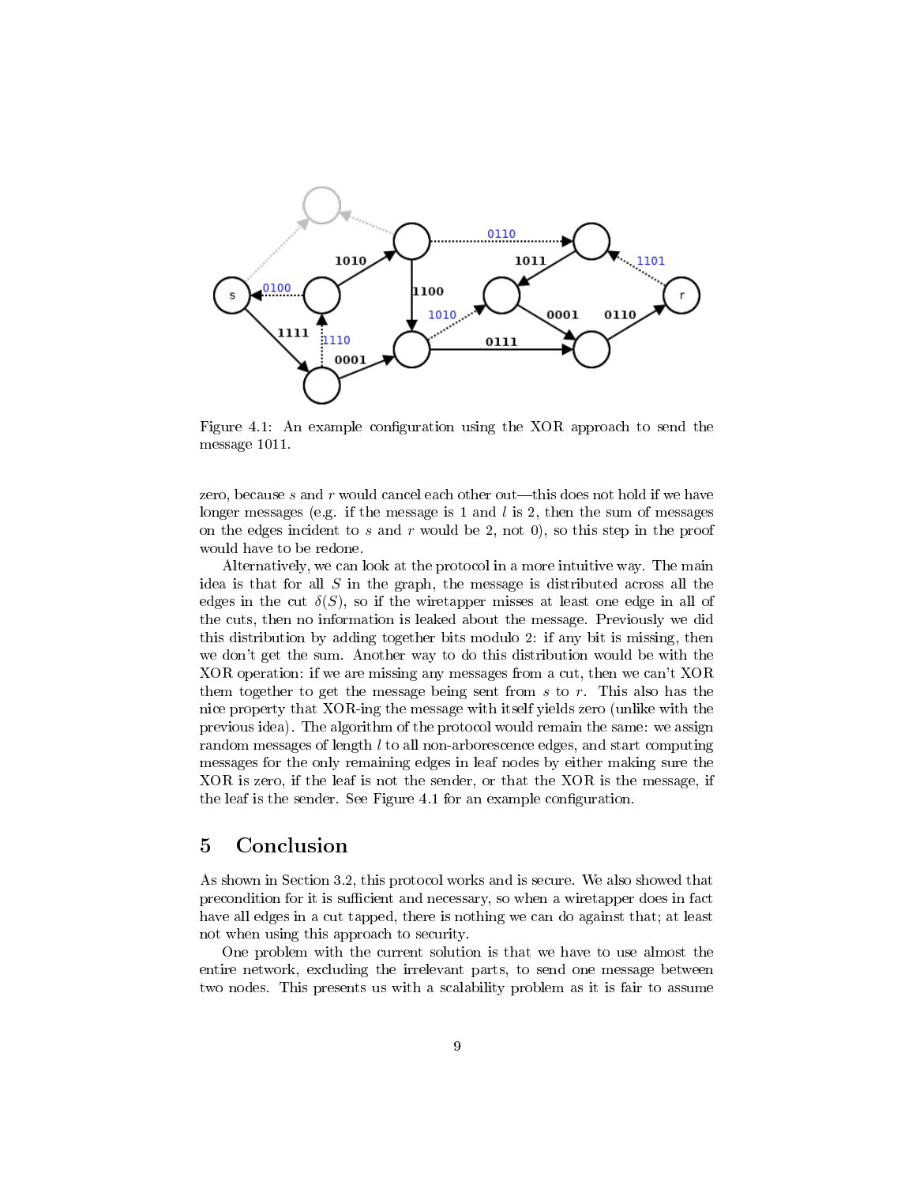Figure 4.1: An example configuration using the XOR approach to send the message 1011.

zero, because $s$ and $r$ would cancel each other out—this does not hold if we have longer messages (e.g. if the message is 1 and $l$ is 2, then the sum of messages on the edges incident to $s$ and $r$ would be 2, not 0), so this step in the proof would have to be redone.

Alternatively, we can look at the protocol in a more intuitive way. The main idea is that for all $S$ in the graph, the message is distributed across all the edges in the cut $\delta(S)$, so if the wiretapper misses at least one edge in all of the cuts, then no information is leaked about the message. Previously we did this distribution by adding together bits modulo 2: if any bit is missing, then we don't get the sum. Another way to do this distribution would be with the XOR operation: if we are missing any messages from a cut, then we can't XOR them together to get the message being sent from $s$ to $r$. This also has the nice property that XOR-ing the message with itself yields zero (unlike with the previous idea). The algorithm of the protocol would remain the same: we assign random messages of length $l$ to all non-arborescence edges, and start computing messages for the only remaining edges in leaf nodes by either making sure the XOR is zero, if the leaf is not the sender, or that the XOR is the message, if the leaf is the sender. See Figure 4.1 for an example configuration.

# 5 Conclusion

As shown in Section 3.2, this protocol works and is secure. We also showed that precondition for it is sufficient and necessary, so when a wiretapper does in fact have all edges in a cut tapped, there is nothing we can do against that; at least not when using this approach to security.

One problem with the current solution is that we have to use almost the entire network, excluding the irrelevant parts, to send one message between two nodes. This presents us with a scalability problem as it is fair to assume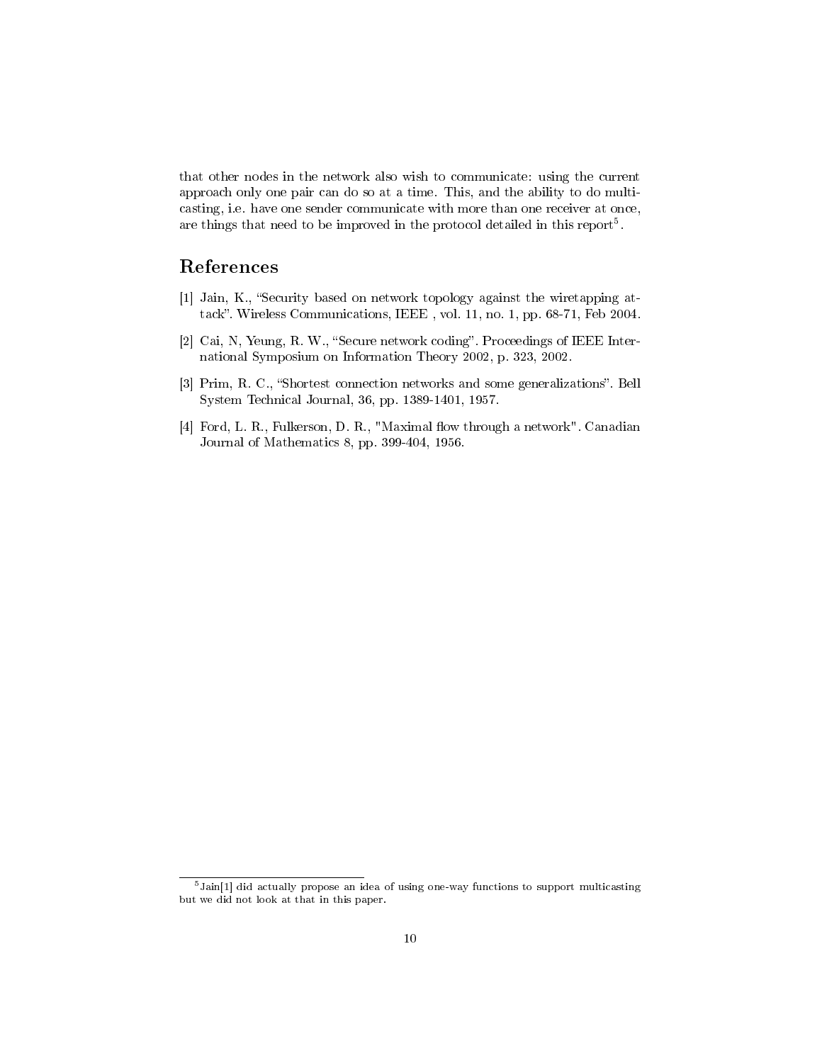that other nodes in the network also wish to communicate: using the current approach only one pair can do so at a time. This, and the ability to do multicasting, i.e. have one sender communicate with more than one receiver at once, are things that need to be improved in the protocol detailed in this report[5].

## References

[1] Jain, K., "Security based on network topology against the wiretapping attack". Wireless Communications, IEEE , vol. 11, no. 1, pp. 68-71, Feb 2004.

[2] Cai, N, Yeung, R. W., "Secure network coding". Proceedings of IEEE International Symposium on Information Theory 2002, p. 323, 2002.

[3] Prim, R. C., "Shortest connection networks and some generalizations". Bell System Technical Journal, 36, pp. 1389-1401, 1957.

[4] Ford, L. R., Fulkerson, D. R., "Maximal flow through a network". Canadian Journal of Mathematics 8, pp. 399-404, 1956.

[5] Jain[1] did actually propose an idea of using one-way functions to support multicasting but we did not look at that in this paper.